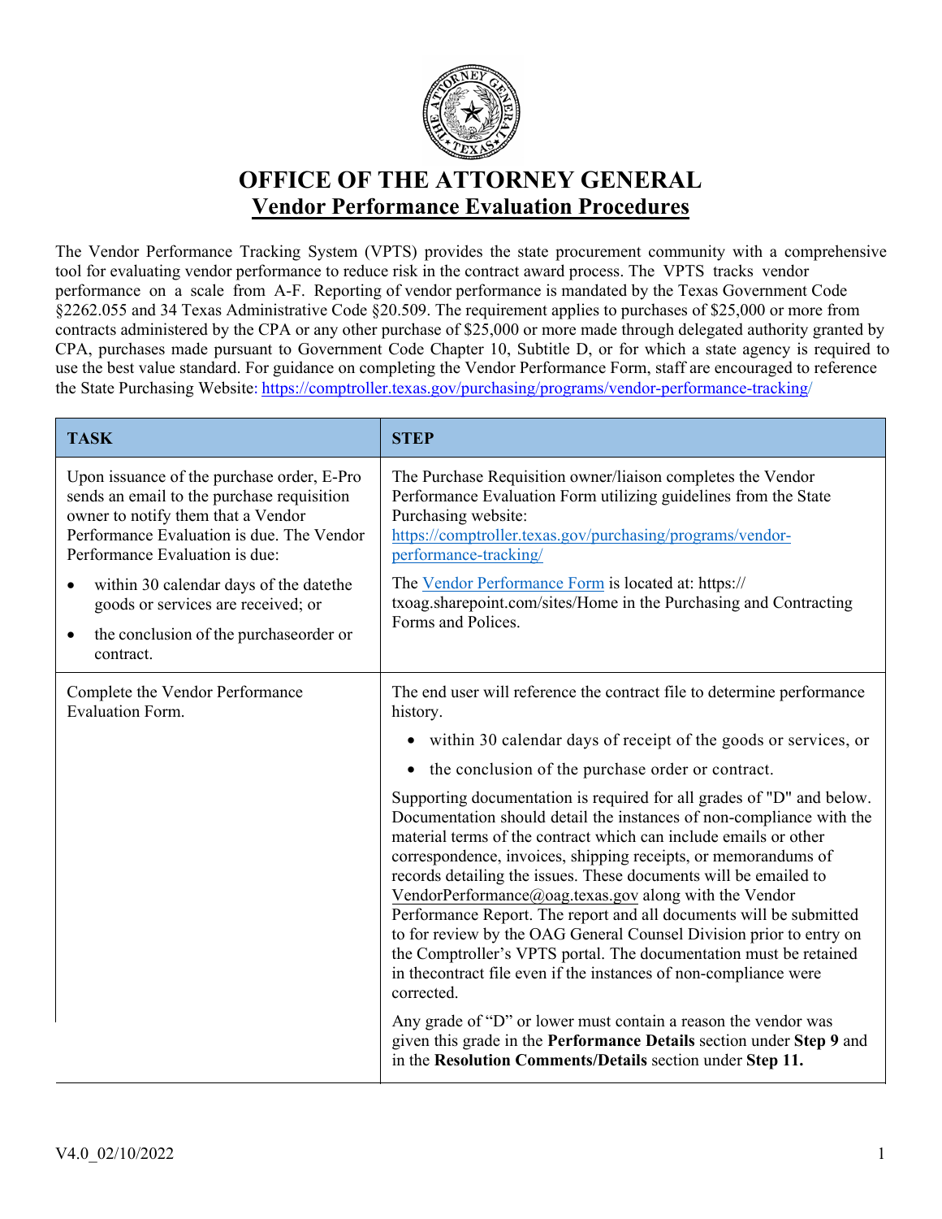# OFFICE OF THE ATTORNEY GENERAL

## Vendor Performance Evaluation Procedures

The Vendor Performance Tracking System (VPTS) provides the state procurement community with a comprehensive tool for evaluating vendor performance to reduce risk in the contract award process. The VPTS tracks vendor performance on a scale from A-F. Reporting of vendor performance is mandated by the Texas Government Code §2262.055 and 34 Texas Administrative Code §20.509. The requirement applies to purchases of $25,000 or more from contracts administered by the CPA or any other purchase of $25,000 or more made through delegated authority granted by CPA, purchases made pursuant to Government Code Chapter 10, Subtitle D, or for which a state agency is required to use the best value standard. For guidance on completing the Vendor Performance Form, staff are encouraged to reference the State Purchasing Website: https://comptroller.texas.gov/purchasing/programs/vendor-performance-tracking/

| TASK | STEP |
|---|---|
| Upon issuance of the purchase order, E-Pro sends an email to the purchase requisition owner to notify them that a Vendor Performance Evaluation is due. The Vendor Performance Evaluation is due:<br>• within 30 calendar days of the datethe goods or services are received; or<br>• the conclusion of the purchaseorder or contract. | The Purchase Requisition owner/liaison completes the Vendor Performance Evaluation Form utilizing guidelines from the State Purchasing website: https://comptroller.texas.gov/purchasing/programs/vendor-performance-tracking/<br><br>The Vendor Performance Form is located at: https:// txoag.sharepoint.com/sites/Home in the Purchasing and Contracting Forms and Polices. |
| Complete the Vendor Performance Evaluation Form. | The end user will reference the contract file to determine performance history.<br>• within 30 calendar days of receipt of the goods or services, or<br>• the conclusion of the purchase order or contract.<br><br>Supporting documentation is required for all grades of "D" and below. Documentation should detail the instances of non-compliance with the material terms of the contract which can include emails or other correspondence, invoices, shipping receipts, or memorandums of records detailing the issues. These documents will be emailed to VendorPerformance@oag.texas.gov along with the Vendor Performance Report. The report and all documents will be submitted to for review by the OAG General Counsel Division prior to entry on the Comptroller's VPTS portal. The documentation must be retained in thecontract file even if the instances of non-compliance were corrected.<br><br>Any grade of "D" or lower must contain a reason the vendor was given this grade in the **Performance Details** section under **Step 9** and in the **Resolution Comments/Details** section under **Step 11.** |

V4.0_02/10/2022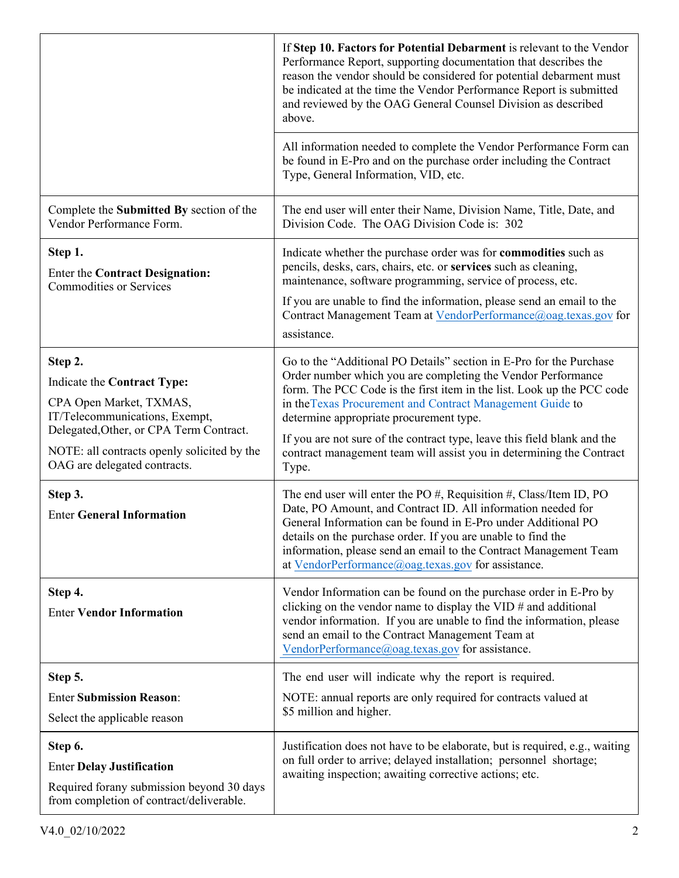| | |
|---|---|
| | If **Step 10. Factors for Potential Debarment** is relevant to the Vendor Performance Report, supporting documentation that describes the reason the vendor should be considered for potential debarment must be indicated at the time the Vendor Performance Report is submitted and reviewed by the OAG General Counsel Division as described above.<br><br>All information needed to complete the Vendor Performance Form can be found in E-Pro and on the purchase order including the Contract Type, General Information, VID, etc. |
| Complete the **Submitted By** section of the Vendor Performance Form. | The end user will enter their Name, Division Name, Title, Date, and Division Code. The OAG Division Code is: 302 |
| **Step 1.**<br>Enter the **Contract Designation:** Commodities or Services | Indicate whether the purchase order was for **commodities** such as pencils, desks, cars, chairs, etc. or **services** such as cleaning, maintenance, software programming, service of process, etc.<br><br>If you are unable to find the information, please send an email to the Contract Management Team at VendorPerformance@oag.texas.gov for assistance. |
| **Step 2.**<br>Indicate the **Contract Type:**<br>CPA Open Market, TXMAS, IT/Telecommunications, Exempt, Delegated,Other, or CPA Term Contract.<br>NOTE: all contracts openly solicited by the OAG are delegated contracts. | Go to the "Additional PO Details" section in E-Pro for the Purchase Order number which you are completing the Vendor Performance form. The PCC Code is the first item in the list. Look up the PCC code in theTexas Procurement and Contract Management Guide to determine appropriate procurement type.<br><br>If you are not sure of the contract type, leave this field blank and the contract management team will assist you in determining the Contract Type. |
| **Step 3.**<br>Enter **General Information** | The end user will enter the PO #, Requisition #, Class/Item ID, PO Date, PO Amount, and Contract ID. All information needed for General Information can be found in E-Pro under Additional PO details on the purchase order. If you are unable to find the information, please send an email to the Contract Management Team at VendorPerformance@oag.texas.gov for assistance. |
| **Step 4.**<br>Enter **Vendor Information** | Vendor Information can be found on the purchase order in E-Pro by clicking on the vendor name to display the VID # and additional vendor information. If you are unable to find the information, please send an email to the Contract Management Team at VendorPerformance@oag.texas.gov for assistance. |
| **Step 5.**<br>Enter **Submission Reason**:<br>Select the applicable reason | The end user will indicate why the report is required.<br><br>NOTE: annual reports are only required for contracts valued at $5 million and higher. |
| **Step 6.**<br>Enter **Delay Justification**<br>Required forany submission beyond 30 days from completion of contract/deliverable. | Justification does not have to be elaborate, but is required, e.g., waiting on full order to arrive; delayed installation; personnel shortage; awaiting inspection; awaiting corrective actions; etc. |

V4.0_02/10/2022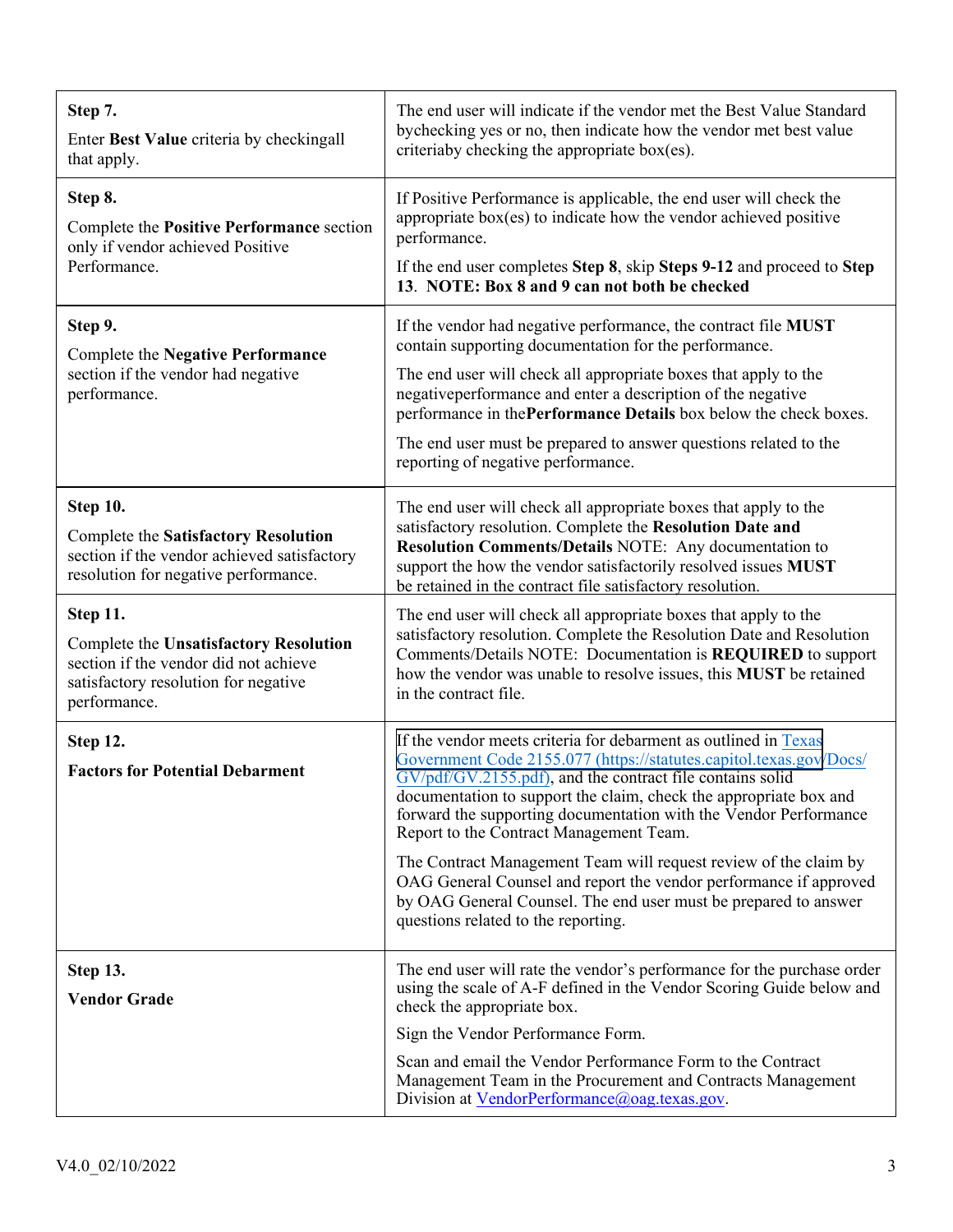| | |
|---|---|
| **Step 7.**<br><br>Enter **Best Value** criteria by checkingall that apply. | The end user will indicate if the vendor met the Best Value Standard bychecking yes or no, then indicate how the vendor met best value criteriaby checking the appropriate box(es). |
| **Step 8.**<br><br>Complete the **Positive Performance** section only if vendor achieved Positive Performance. | If Positive Performance is applicable, the end user will check the appropriate box(es) to indicate how the vendor achieved positive performance.<br><br>If the end user completes **Step 8**, skip **Steps 9-12** and proceed to **Step 13**. **NOTE: Box 8 and 9 can not both be checked** |
| **Step 9.**<br><br>Complete the **Negative Performance** section if the vendor had negative performance. | If the vendor had negative performance, the contract file **MUST** contain supporting documentation for the performance.<br><br>The end user will check all appropriate boxes that apply to the negativeperformance and enter a description of the negative performance in the**Performance Details** box below the check boxes.<br><br>The end user must be prepared to answer questions related to the reporting of negative performance. |
| **Step 10.**<br><br>Complete the **Satisfactory Resolution** section if the vendor achieved satisfactory resolution for negative performance. | The end user will check all appropriate boxes that apply to the satisfactory resolution. Complete the **Resolution Date and Resolution Comments/Details** NOTE: Any documentation to support the how the vendor satisfactorily resolved issues **MUST** be retained in the contract file satisfactory resolution. |
| **Step 11.**<br><br>Complete the **Unsatisfactory Resolution** section if the vendor did not achieve satisfactory resolution for negative performance. | The end user will check all appropriate boxes that apply to the satisfactory resolution. Complete the Resolution Date and Resolution Comments/Details NOTE: Documentation is **REQUIRED** to support how the vendor was unable to resolve issues, this **MUST** be retained in the contract file. |
| **Step 12.**<br><br>**Factors for Potential Debarment** | If the vendor meets criteria for debarment as outlined in Texas Government Code 2155.077 (https://statutes.capitol.texas.gov/Docs/GV/pdf/GV.2155.pdf), and the contract file contains solid documentation to support the claim, check the appropriate box and forward the supporting documentation with the Vendor Performance Report to the Contract Management Team.<br><br>The Contract Management Team will request review of the claim by OAG General Counsel and report the vendor performance if approved by OAG General Counsel. The end user must be prepared to answer questions related to the reporting. |
| **Step 13.**<br><br>**Vendor Grade** | The end user will rate the vendor's performance for the purchase order using the scale of A-F defined in the Vendor Scoring Guide below and check the appropriate box.<br><br>Sign the Vendor Performance Form.<br><br>Scan and email the Vendor Performance Form to the Contract Management Team in the Procurement and Contracts Management Division at VendorPerformance@oag.texas.gov. |

V4.0_02/10/2022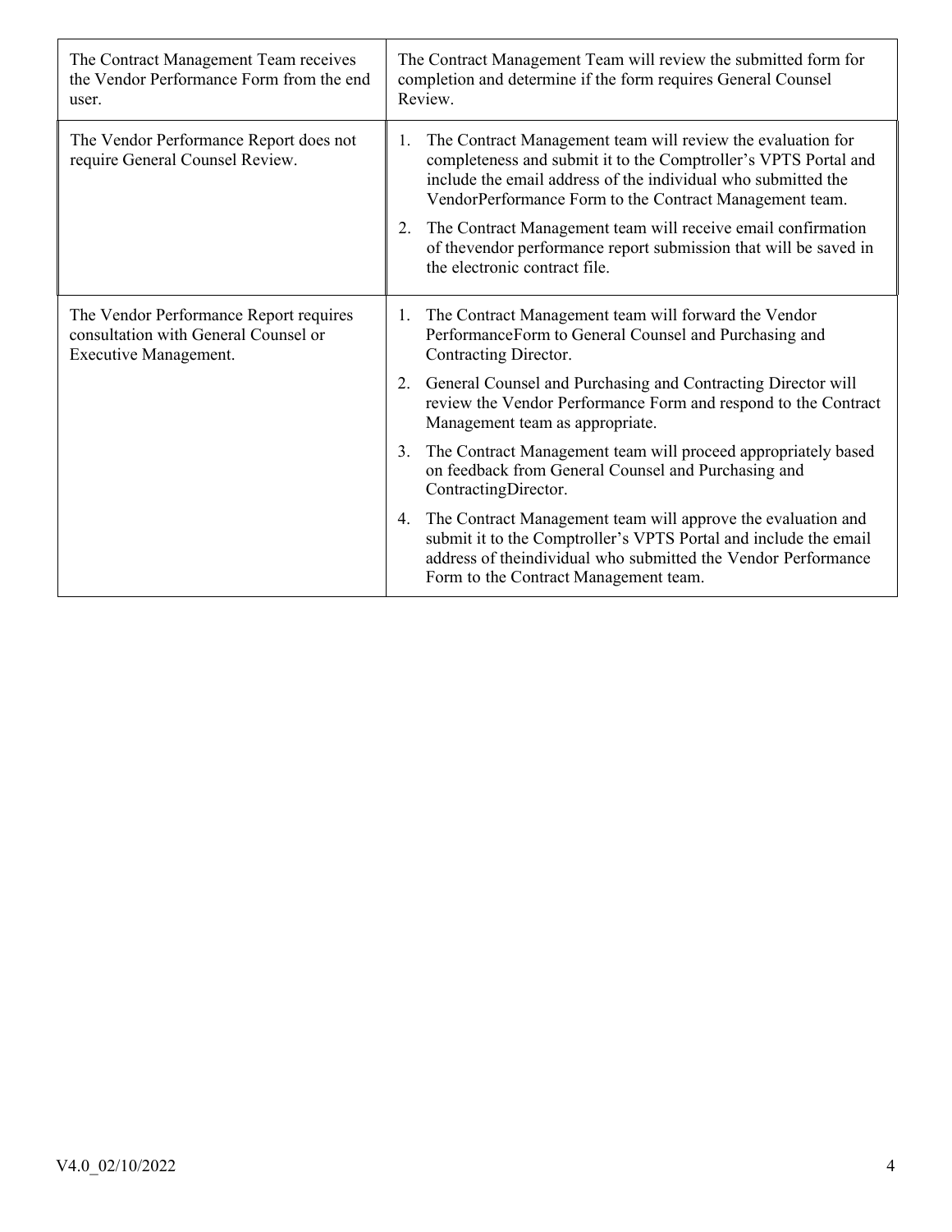| | |
|---|---|
| The Contract Management Team receives the Vendor Performance Form from the end user. | The Contract Management Team will review the submitted form for completion and determine if the form requires General Counsel Review. |
| The Vendor Performance Report does not require General Counsel Review. | 1. The Contract Management team will review the evaluation for completeness and submit it to the Comptroller's VPTS Portal and include the email address of the individual who submitted the VendorPerformance Form to the Contract Management team.<br>2. The Contract Management team will receive email confirmation of thevendor performance report submission that will be saved in the electronic contract file. |
| The Vendor Performance Report requires consultation with General Counsel or Executive Management. | 1. The Contract Management team will forward the Vendor PerformanceForm to General Counsel and Purchasing and Contracting Director.<br>2. General Counsel and Purchasing and Contracting Director will review the Vendor Performance Form and respond to the Contract Management team as appropriate.<br>3. The Contract Management team will proceed appropriately based on feedback from General Counsel and Purchasing and ContractingDirector.<br>4. The Contract Management team will approve the evaluation and submit it to the Comptroller's VPTS Portal and include the email address of theindividual who submitted the Vendor Performance Form to the Contract Management team. |

V4.0_02/10/2022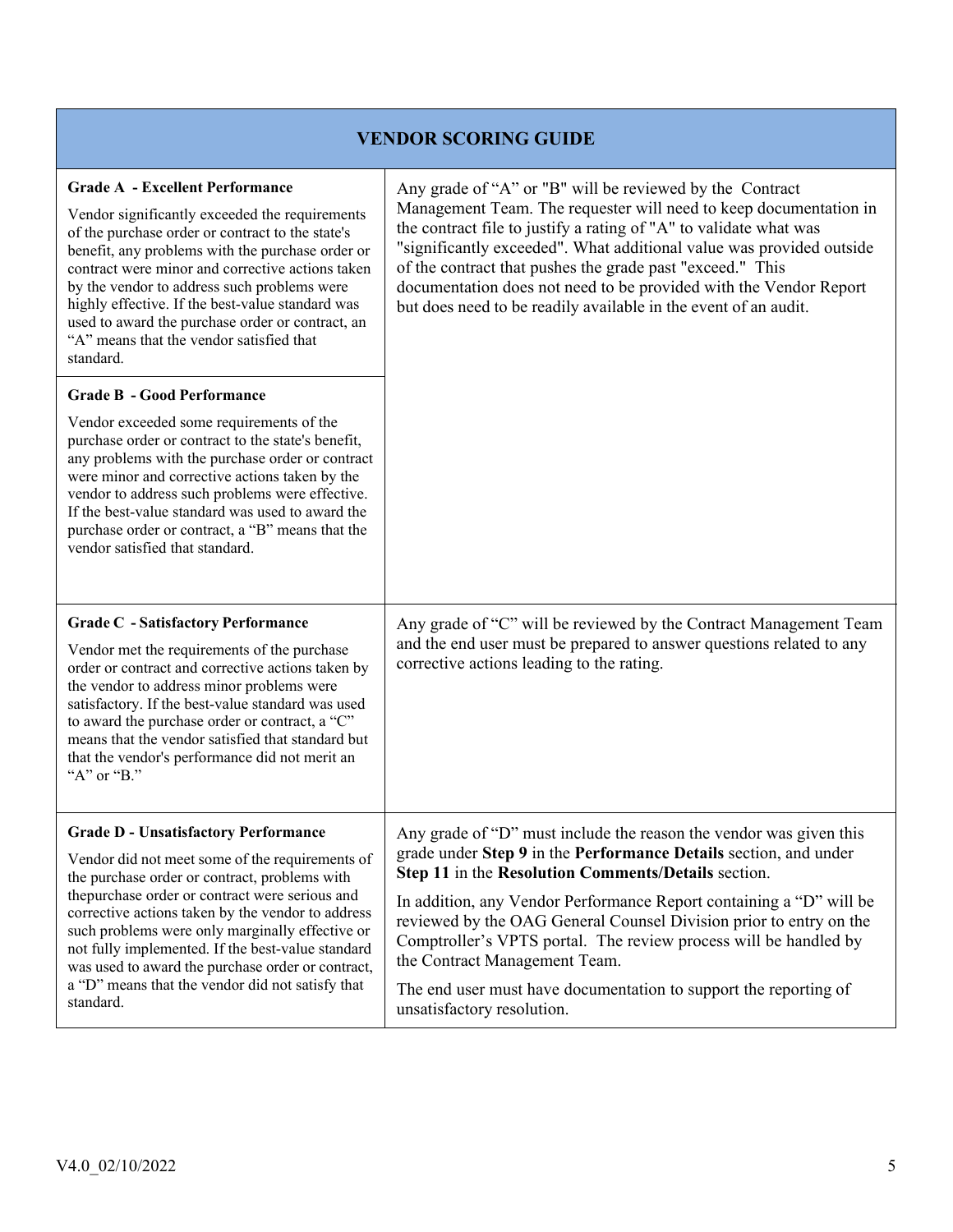| VENDOR SCORING GUIDE | |
|---|---|
| **Grade A - Excellent Performance**<br><br>Vendor significantly exceeded the requirements of the purchase order or contract to the state's benefit, any problems with the purchase order or contract were minor and corrective actions taken by the vendor to address such problems were highly effective. If the best-value standard was used to award the purchase order or contract, an "A" means that the vendor satisfied that standard.<br><br>**Grade B - Good Performance**<br><br>Vendor exceeded some requirements of the purchase order or contract to the state's benefit, any problems with the purchase order or contract were minor and corrective actions taken by the vendor to address such problems were effective. If the best-value standard was used to award the purchase order or contract, a "B" means that the vendor satisfied that standard. | Any grade of "A" or "B" will be reviewed by the Contract Management Team. The requester will need to keep documentation in the contract file to justify a rating of "A" to validate what was "significantly exceeded". What additional value was provided outside of the contract that pushes the grade past "exceed." This documentation does not need to be provided with the Vendor Report but does need to be readily available in the event of an audit. |
| **Grade C - Satisfactory Performance**<br><br>Vendor met the requirements of the purchase order or contract and corrective actions taken by the vendor to address minor problems were satisfactory. If the best-value standard was used to award the purchase order or contract, a "C" means that the vendor satisfied that standard but that the vendor's performance did not merit an "A" or "B." | Any grade of "C" will be reviewed by the Contract Management Team and the end user must be prepared to answer questions related to any corrective actions leading to the rating. |
| **Grade D - Unsatisfactory Performance**<br><br>Vendor did not meet some of the requirements of the purchase order or contract, problems with thepurchase order or contract were serious and corrective actions taken by the vendor to address such problems were only marginally effective or not fully implemented. If the best-value standard was used to award the purchase order or contract, a "D" means that the vendor did not satisfy that standard. | Any grade of "D" must include the reason the vendor was given this grade under **Step 9** in the **Performance Details** section, and under **Step 11** in the **Resolution Comments/Details** section.<br><br>In addition, any Vendor Performance Report containing a "D" will be reviewed by the OAG General Counsel Division prior to entry on the Comptroller's VPTS portal. The review process will be handled by the Contract Management Team.<br><br>The end user must have documentation to support the reporting of unsatisfactory resolution. |

V4.0_02/10/2022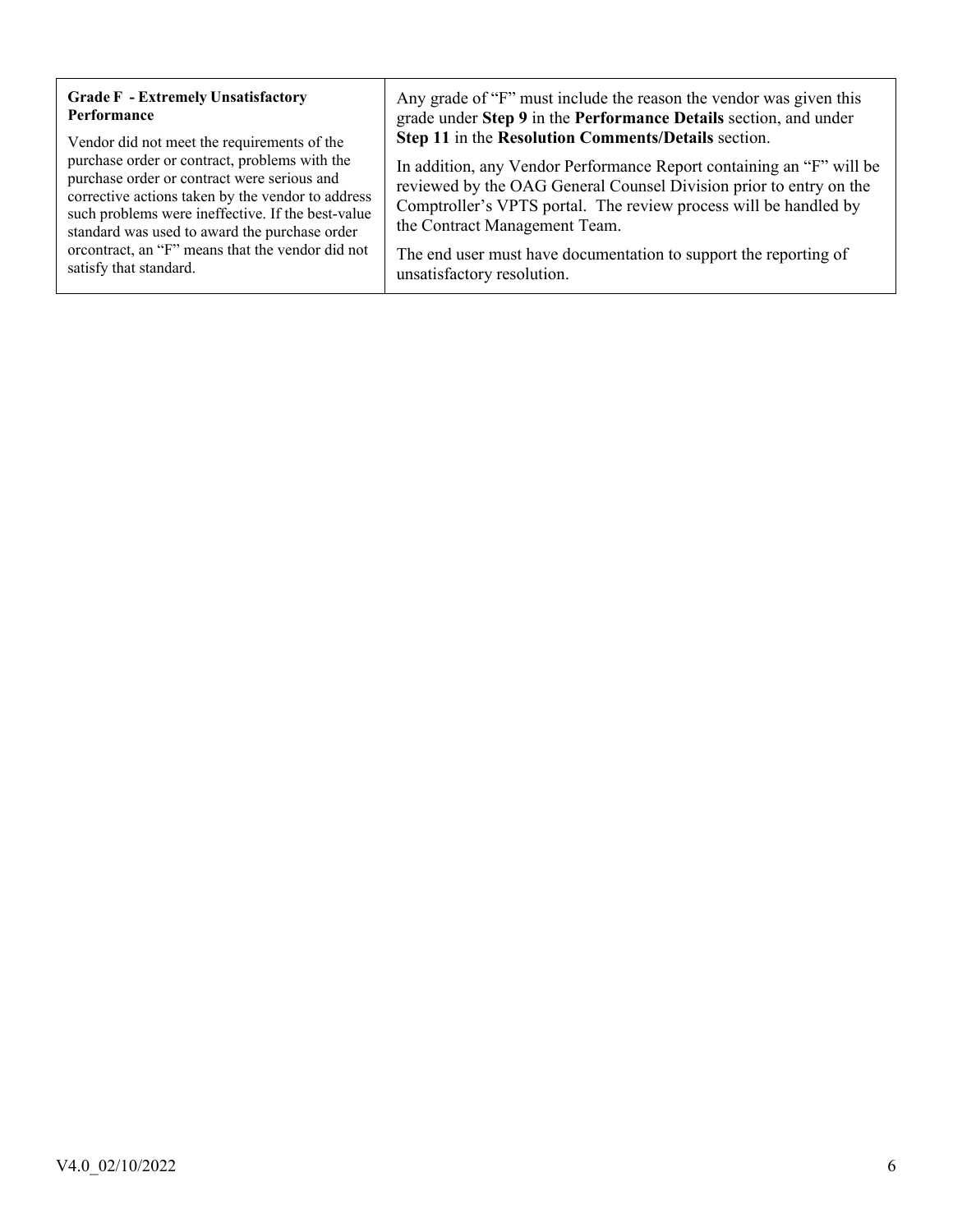| | |
|---|---|
| **Grade F - Extremely Unsatisfactory Performance**<br><br>Vendor did not meet the requirements of the purchase order or contract, problems with the purchase order or contract were serious and corrective actions taken by the vendor to address such problems were ineffective. If the best-value standard was used to award the purchase order orcontract, an "F" means that the vendor did not satisfy that standard. | Any grade of "F" must include the reason the vendor was given this grade under **Step 9** in the **Performance Details** section, and under **Step 11** in the **Resolution Comments/Details** section.<br><br>In addition, any Vendor Performance Report containing an "F" will be reviewed by the OAG General Counsel Division prior to entry on the Comptroller's VPTS portal. The review process will be handled by the Contract Management Team.<br><br>The end user must have documentation to support the reporting of unsatisfactory resolution. |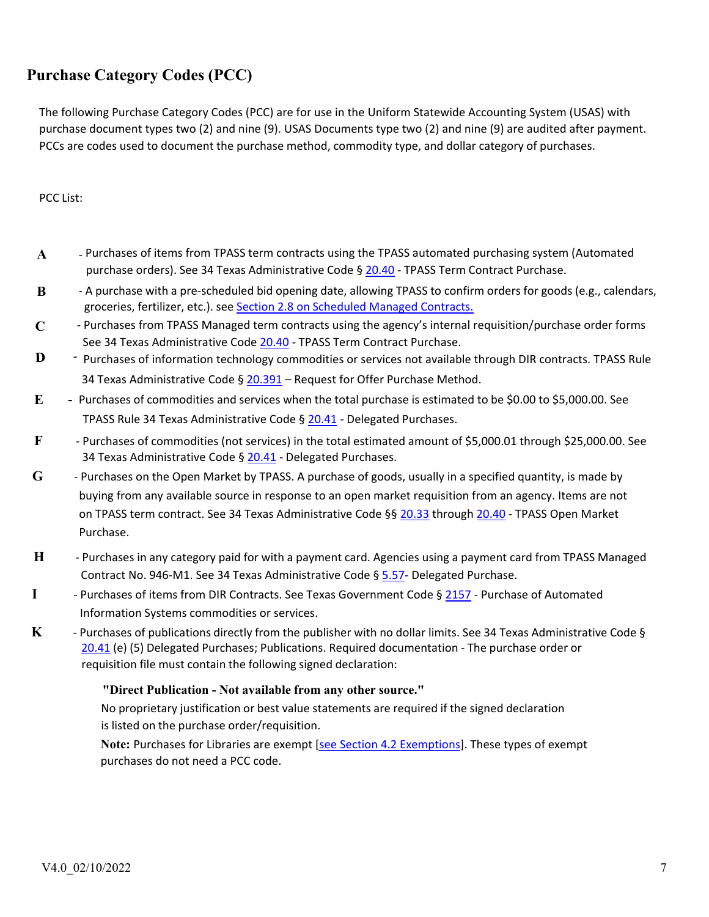## Purchase Category Codes (PCC)

The following Purchase Category Codes (PCC) are for use in the Uniform Statewide Accounting System (USAS) with purchase document types two (2) and nine (9). USAS Documents type two (2) and nine (9) are audited after payment. PCCs are codes used to document the purchase method, commodity type, and dollar category of purchases.

PCC List:

**A** - Purchases of items from TPASS term contracts using the TPASS automated purchasing system (Automated purchase orders). See 34 Texas Administrative Code § 20.40 - TPASS Term Contract Purchase.

**B** - A purchase with a pre-scheduled bid opening date, allowing TPASS to confirm orders for goods (e.g., calendars, groceries, fertilizer, etc.). see Section 2.8 on Scheduled Managed Contracts.

**C** - Purchases from TPASS Managed term contracts using the agency's internal requisition/purchase order forms See 34 Texas Administrative Code 20.40 - TPASS Term Contract Purchase.

**D** - Purchases of information technology commodities or services not available through DIR contracts. TPASS Rule 34 Texas Administrative Code § 20.391 – Request for Offer Purchase Method.

**E** - Purchases of commodities and services when the total purchase is estimated to be $0.00 to $5,000.00. See TPASS Rule 34 Texas Administrative Code § 20.41 - Delegated Purchases.

**F** - Purchases of commodities (not services) in the total estimated amount of $5,000.01 through $25,000.00. See 34 Texas Administrative Code § 20.41 - Delegated Purchases.

**G** - Purchases on the Open Market by TPASS. A purchase of goods, usually in a specified quantity, is made by buying from any available source in response to an open market requisition from an agency. Items are not on TPASS term contract. See 34 Texas Administrative Code §§ 20.33 through 20.40 - TPASS Open Market Purchase.

**H** - Purchases in any category paid for with a payment card. Agencies using a payment card from TPASS Managed Contract No. 946-M1. See 34 Texas Administrative Code § 5.57- Delegated Purchase.

**I** - Purchases of items from DIR Contracts. See Texas Government Code § 2157 - Purchase of Automated Information Systems commodities or services.

**K** - Purchases of publications directly from the publisher with no dollar limits. See 34 Texas Administrative Code § 20.41 (e) (5) Delegated Purchases; Publications. Required documentation - The purchase order or requisition file must contain the following signed declaration:

> **"Direct Publication - Not available from any other source."**
>
> No proprietary justification or best value statements are required if the signed declaration is listed on the purchase order/requisition.
>
> **Note:** Purchases for Libraries are exempt [see Section 4.2 Exemptions]. These types of exempt purchases do not need a PCC code.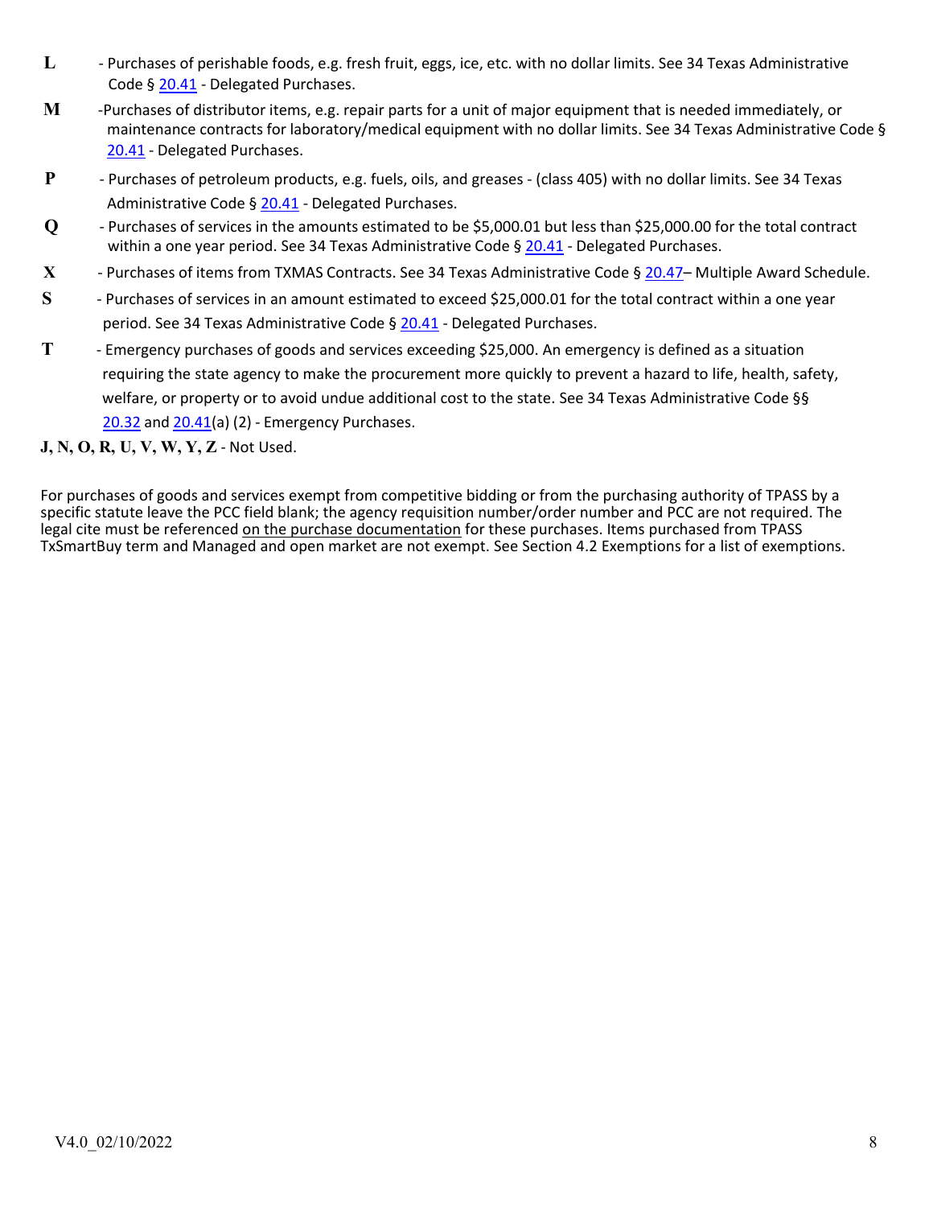**L** - Purchases of perishable foods, e.g. fresh fruit, eggs, ice, etc. with no dollar limits. See 34 Texas Administrative Code § 20.41 - Delegated Purchases.

**M** -Purchases of distributor items, e.g. repair parts for a unit of major equipment that is needed immediately, or maintenance contracts for laboratory/medical equipment with no dollar limits. See 34 Texas Administrative Code § 20.41 - Delegated Purchases.

**P** - Purchases of petroleum products, e.g. fuels, oils, and greases - (class 405) with no dollar limits. See 34 Texas Administrative Code § 20.41 - Delegated Purchases.

**Q** - Purchases of services in the amounts estimated to be $5,000.01 but less than $25,000.00 for the total contract within a one year period. See 34 Texas Administrative Code § 20.41 - Delegated Purchases.

**X** - Purchases of items from TXMAS Contracts. See 34 Texas Administrative Code § 20.47– Multiple Award Schedule.

**S** - Purchases of services in an amount estimated to exceed $25,000.01 for the total contract within a one year period. See 34 Texas Administrative Code § 20.41 - Delegated Purchases.

**T** - Emergency purchases of goods and services exceeding $25,000. An emergency is defined as a situation requiring the state agency to make the procurement more quickly to prevent a hazard to life, health, safety, welfare, or property or to avoid undue additional cost to the state. See 34 Texas Administrative Code §§ 20.32 and 20.41(a) (2) - Emergency Purchases.

**J, N, O, R, U, V, W, Y, Z** - Not Used.

For purchases of goods and services exempt from competitive bidding or from the purchasing authority of TPASS by a specific statute leave the PCC field blank; the agency requisition number/order number and PCC are not required. The legal cite must be referenced on the purchase documentation for these purchases. Items purchased from TPASS TxSmartBuy term and Managed and open market are not exempt. See Section 4.2 Exemptions for a list of exemptions.